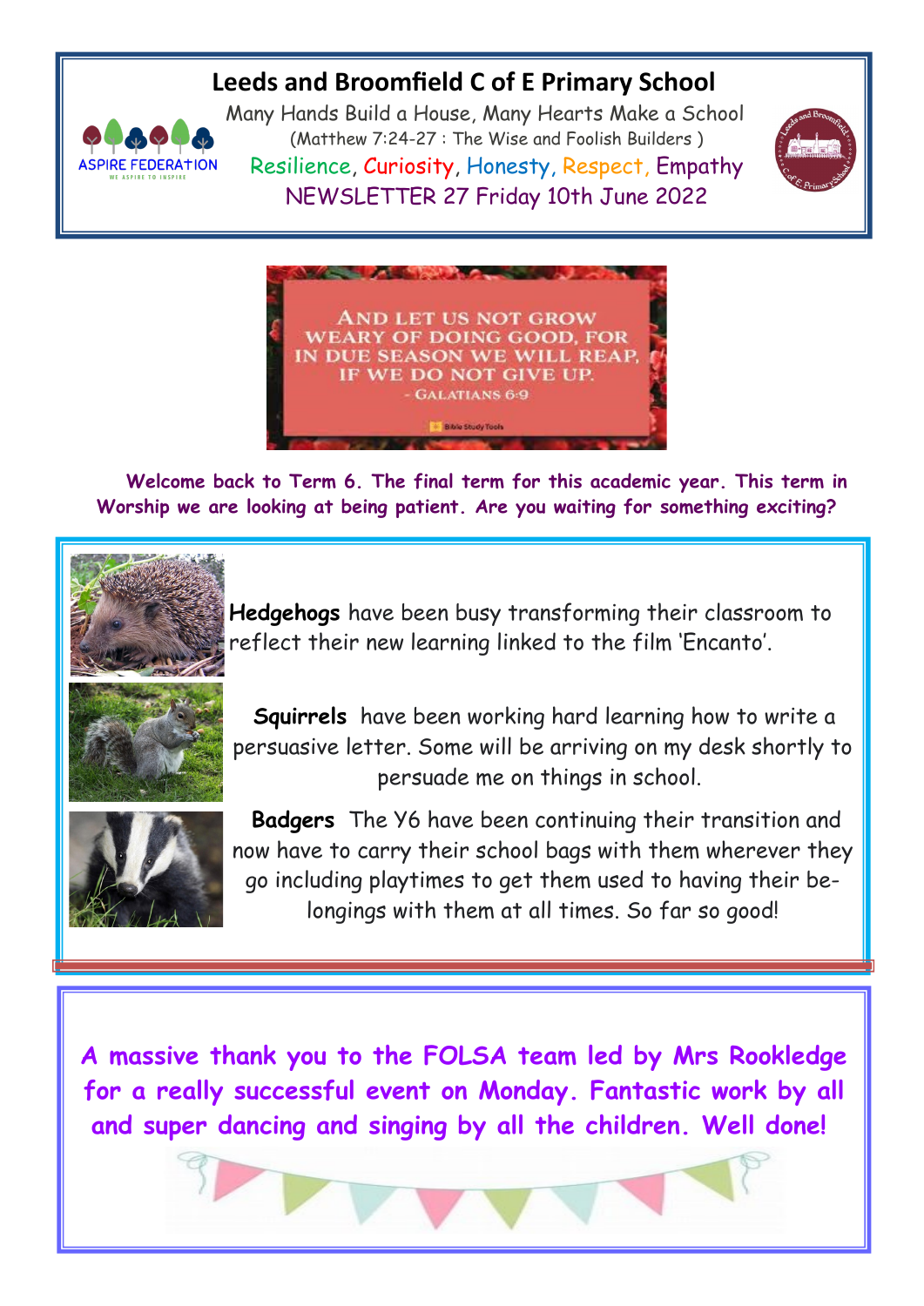# Leeds and Broomfield C of E Primary School

Many Hands Build a House, Many Hearts Make a School

(Matthew 7:24-27 : The Wise and Foolish Builders )

Resilience, Curiosity, Honesty, Respect, Empathy

NEWSLETTER 27 Friday 10th June 2022

AND LET US NOT GROW WEARY OF DOING GOOD, FOR IN DUE SEASON WE WILL REAP, IF WE DO NOT GIVE UP.

- GALATIANS 6:9

**Welcome back to Term 6. The final term for this academic year. This term in Worship we are looking at being patient. Are you waiting for something exciting?**

**Hedgehogs** have been busy transforming their classroom to reflect their new learning linked to the film 'Encanto'.

**Squirrels** have been working hard learning how to write a persuasive letter. Some will be arriving on my desk shortly to persuade me on things in school.

**Badgers** The Y6 have been continuing their transition and now have to carry their school bags with them wherever they go including playtimes to get them used to having their belongings with them at all times. So far so good!

**A massive thank you to the FOLSA team led by Mrs Rookledge for a really successful event on Monday. Fantastic work by all and super dancing and singing by all the children. Well done!**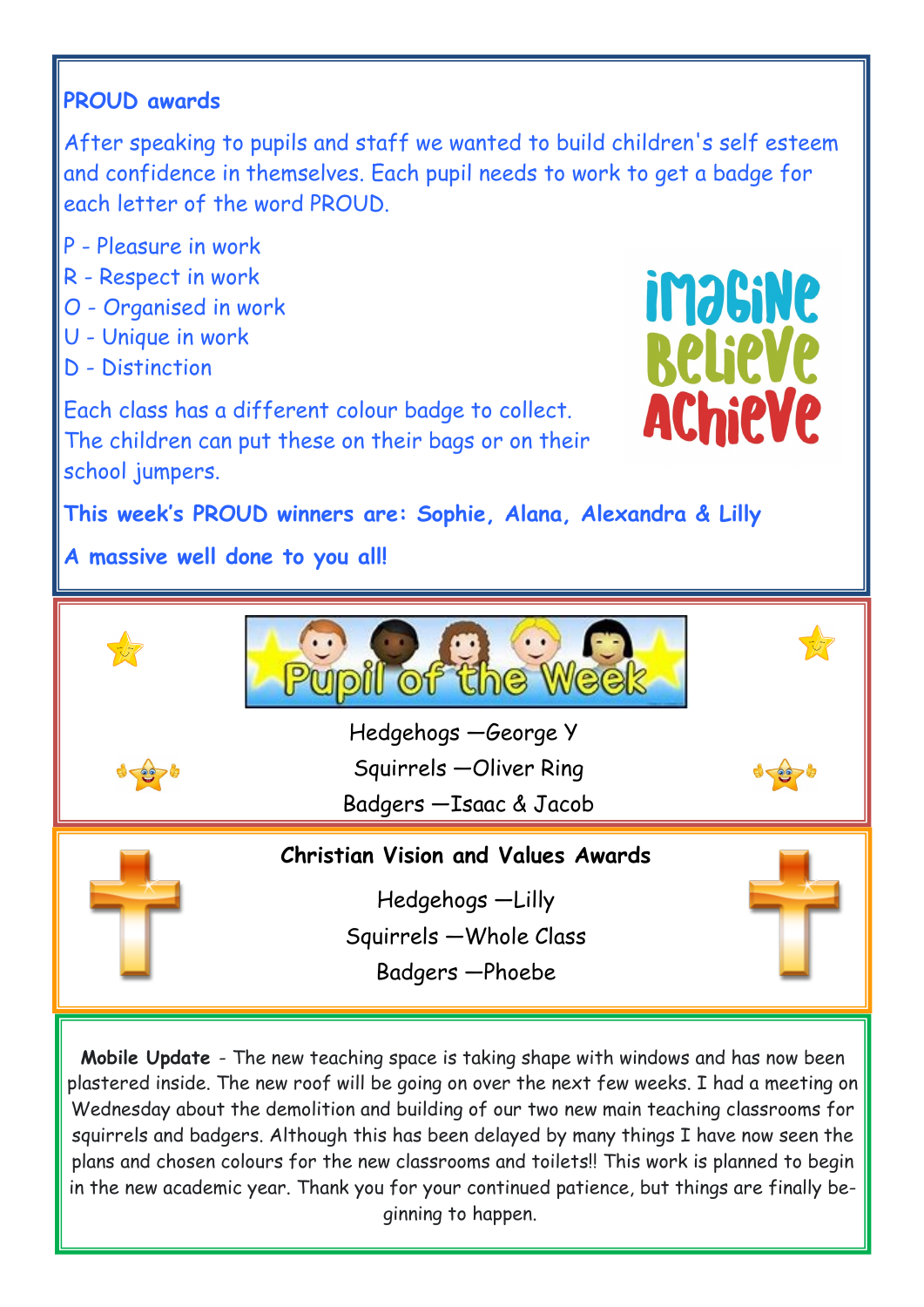## PROUD awards

After speaking to pupils and staff we wanted to build children's self esteem and confidence in themselves. Each pupil needs to work to get a badge for each letter of the word PROUD.

P - Pleasure in work
R - Respect in work
O - Organised in work
U - Unique in work
D - Distinction

Each class has a different colour badge to collect. The children can put these on their bags or on their school jumpers.

Imagine Believe Achieve

**This week's PROUD winners are: Sophie, Alana, Alexandra & Lilly**

**A massive well done to you all!**

## Pupil of the Week

Hedgehogs —George Y
Squirrels —Oliver Ring
Badgers —Isaac & Jacob

## Christian Vision and Values Awards

Hedgehogs —Lilly
Squirrels —Whole Class
Badgers —Phoebe

**Mobile Update** - The new teaching space is taking shape with windows and has now been plastered inside. The new roof will be going on over the next few weeks. I had a meeting on Wednesday about the demolition and building of our two new main teaching classrooms for squirrels and badgers. Although this has been delayed by many things I have now seen the plans and chosen colours for the new classrooms and toilets!! This work is planned to begin in the new academic year. Thank you for your continued patience, but things are finally beginning to happen.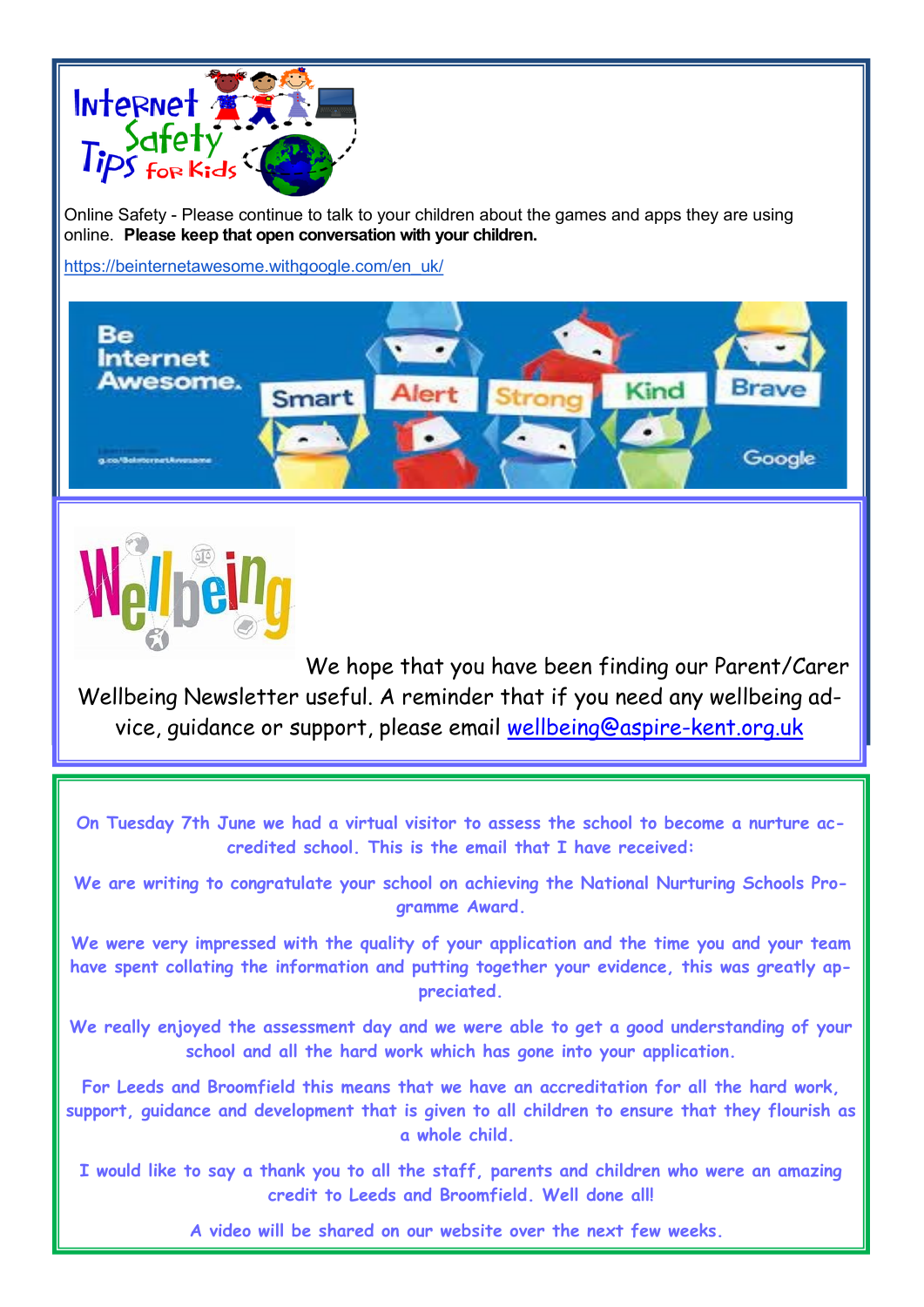Internet Safety Tips for Kids

Online Safety - Please continue to talk to your children about the games and apps they are using online. **Please keep that open conversation with your children.**

https://beinternetawesome.withgoogle.com/en_uk/

Be Internet Awesome. Smart Alert Strong Kind Brave

Wellbeing

We hope that you have been finding our Parent/Carer Wellbeing Newsletter useful. A reminder that if you need any wellbeing advice, guidance or support, please email wellbeing@aspire-kent.org.uk

On Tuesday 7th June we had a virtual visitor to assess the school to become a nurture accredited school. This is the email that I have received:

We are writing to congratulate your school on achieving the National Nurturing Schools Programme Award.

We were very impressed with the quality of your application and the time you and your team have spent collating the information and putting together your evidence, this was greatly appreciated.

We really enjoyed the assessment day and we were able to get a good understanding of your school and all the hard work which has gone into your application.

For Leeds and Broomfield this means that we have an accreditation for all the hard work, support, guidance and development that is given to all children to ensure that they flourish as a whole child.

I would like to say a thank you to all the staff, parents and children who were an amazing credit to Leeds and Broomfield. Well done all!

A video will be shared on our website over the next few weeks.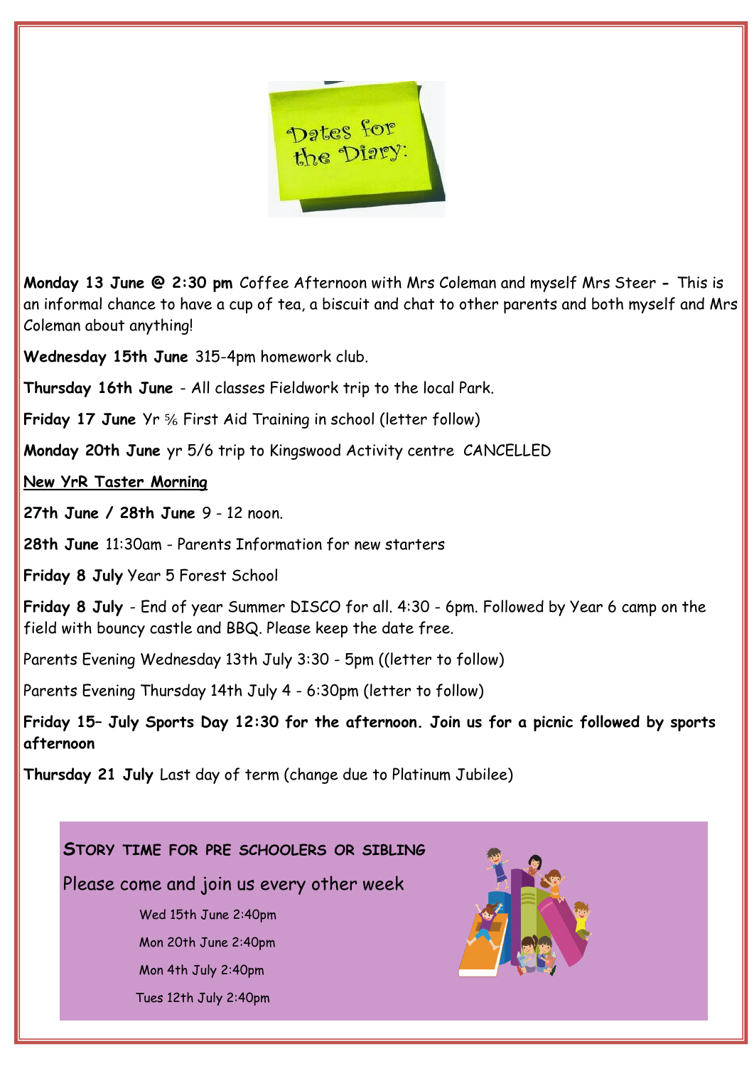Dates for the Diary:

**Monday 13 June @ 2:30 pm** Coffee Afternoon with Mrs Coleman and myself Mrs Steer **-** This is an informal chance to have a cup of tea, a biscuit and chat to other parents and both myself and Mrs Coleman about anything!

**Wednesday 15th June** 315-4pm homework club.

**Thursday 16th June** - All classes Fieldwork trip to the local Park.

**Friday 17 June** Yr 5/6 First Aid Training in school (letter follow)

**Monday 20th June** yr 5/6 trip to Kingswood Activity centre CANCELLED

**New YrR Taster Morning**

**27th June / 28th June** 9 - 12 noon.

**28th June** 11:30am - Parents Information for new starters

**Friday 8 July** Year 5 Forest School

**Friday 8 July** - End of year Summer DISCO for all. 4:30 - 6pm. Followed by Year 6 camp on the field with bouncy castle and BBQ. Please keep the date free.

Parents Evening Wednesday 13th July 3:30 - 5pm ((letter to follow)

Parents Evening Thursday 14th July 4 - 6:30pm (letter to follow)

**Friday 15– July Sports Day 12:30 for the afternoon. Join us for a picnic followed by sports afternoon**

**Thursday 21 July** Last day of term (change due to Platinum Jubilee)

**STORY TIME FOR PRE SCHOOLERS OR SIBLING**

Please come and join us every other week

Wed 15th June 2:40pm

Mon 20th June 2:40pm

Mon 4th July 2:40pm

Tues 12th July 2:40pm